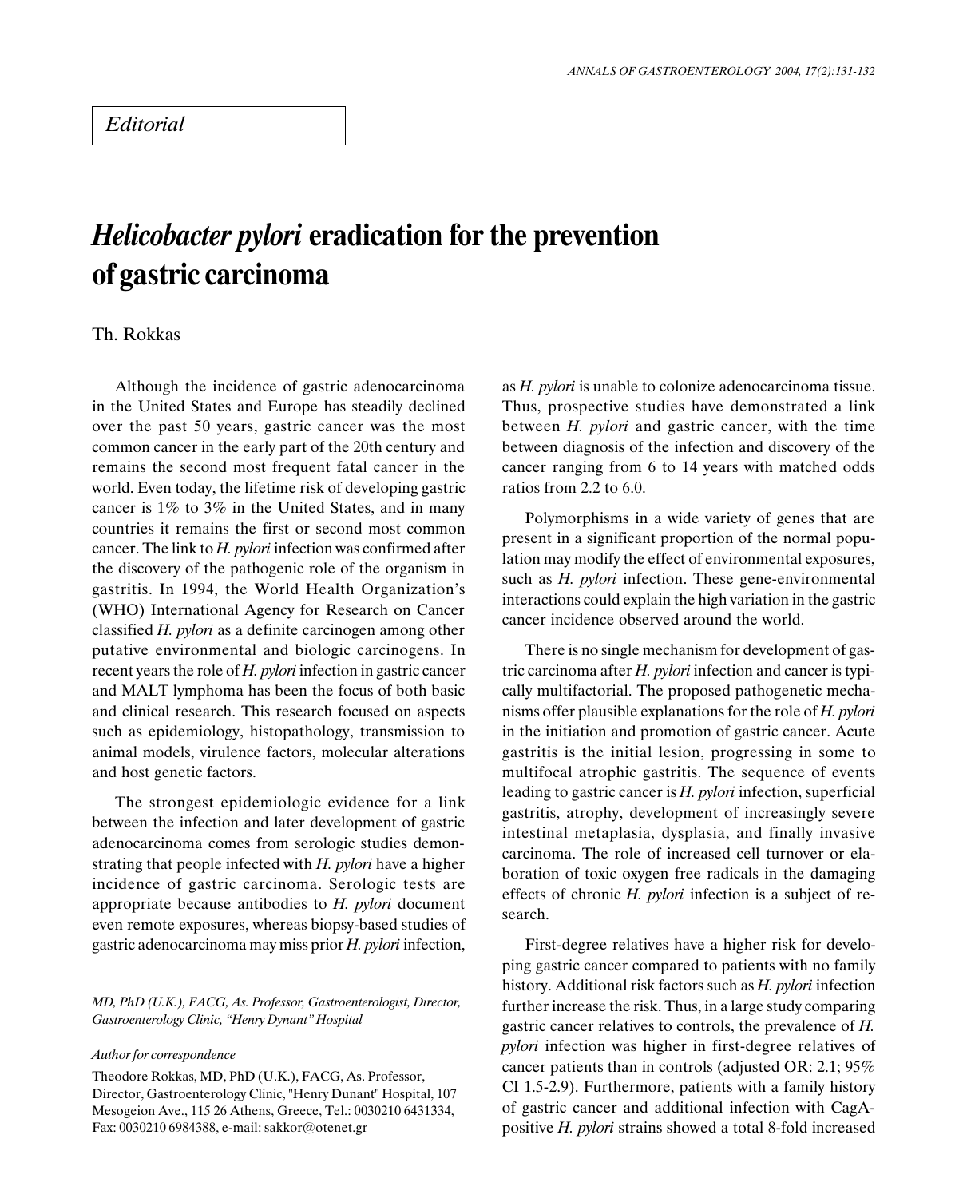*Editorial*

# *Helicobacter pylori* eradication for the prevention of gastric carcinoma

Th. Rokkas

Although the incidence of gastric adenocarcinoma in the United States and Europe has steadily declined over the past 50 years, gastric cancer was the most common cancer in the early part of the 20th century and remains the second most frequent fatal cancer in the world. Even today, the lifetime risk of developing gastric cancer is 1% to 3% in the United States, and in many countries it remains the first or second most common cancer. The link to *H. pylori* infection was confirmed after the discovery of the pathogenic role of the organism in gastritis. In 1994, the World Health Organization's (WHO) International Agency for Research on Cancer classified *H. pylori* as a definite carcinogen among other putative environmental and biologic carcinogens. In recent years the role of *H. pylori* infection in gastric cancer and MALT lymphoma has been the focus of both basic and clinical research. This research focused on aspects such as epidemiology, histopathology, transmission to animal models, virulence factors, molecular alterations and host genetic factors.

The strongest epidemiologic evidence for a link between the infection and later development of gastric adenocarcinoma comes from serologic studies demonstrating that people infected with *H. pylori* have a higher incidence of gastric carcinoma. Serologic tests are appropriate because antibodies to *H. pylori* document even remote exposures, whereas biopsy-based studies of gastric adenocarcinoma may miss prior *H. pylori* infection, as *H. pylori* is unable to colonize adenocarcinoma tissue. Thus, prospective studies have demonstrated a link between *H. pylori* and gastric cancer, with the time between diagnosis of the infection and discovery of the cancer ranging from 6 to 14 years with matched odds ratios from 2.2 to 6.0.

Polymorphisms in a wide variety of genes that are present in a significant proportion of the normal population may modify the effect of environmental exposures, such as *H. pylori* infection. These gene-environmental interactions could explain the high variation in the gastric cancer incidence observed around the world.

There is no single mechanism for development of gastric carcinoma after *H. pylori* infection and cancer is typically multifactorial. The proposed pathogenetic mechanisms offer plausible explanations for the role of *H. pylori* in the initiation and promotion of gastric cancer. Acute gastritis is the initial lesion, progressing in some to multifocal atrophic gastritis. The sequence of events leading to gastric cancer is *H. pylori* infection, superficial gastritis, atrophy, development of increasingly severe intestinal metaplasia, dysplasia, and finally invasive carcinoma. The role of increased cell turnover or elaboration of toxic oxygen free radicals in the damaging effects of chronic *H. pylori* infection is a subject of research.

First-degree relatives have a higher risk for developing gastric cancer compared to patients with no family history. Additional risk factors such as *H. pylori* infection further increase the risk. Thus, in a large study comparing gastric cancer relatives to controls, the prevalence of *H. pylori* infection was higher in first-degree relatives of cancer patients than in controls (adjusted OR: 2.1; 95% CI 1.5-2.9). Furthermore, patients with a family history of gastric cancer and additional infection with CagA-positive *H. pylori* strains showed a total 8-fold increased

*MD, PhD (U.K.), FACG, As. Professor, Gastroenterologist, Director, Gastroenterology Clinic, "Henry Dynant" Hospital*

*Author for correspondence*

Theodore Rokkas, MD, PhD (U.K.), FACG, As. Professor, Director, Gastroenterology Clinic, "Henry Dunant" Hospital, 107 Mesogeion Ave., 115 26 Athens, Greece, Tel.: 0030210 6431334, Fax: 0030210 6984388, e-mail: sakkor@otenet.gr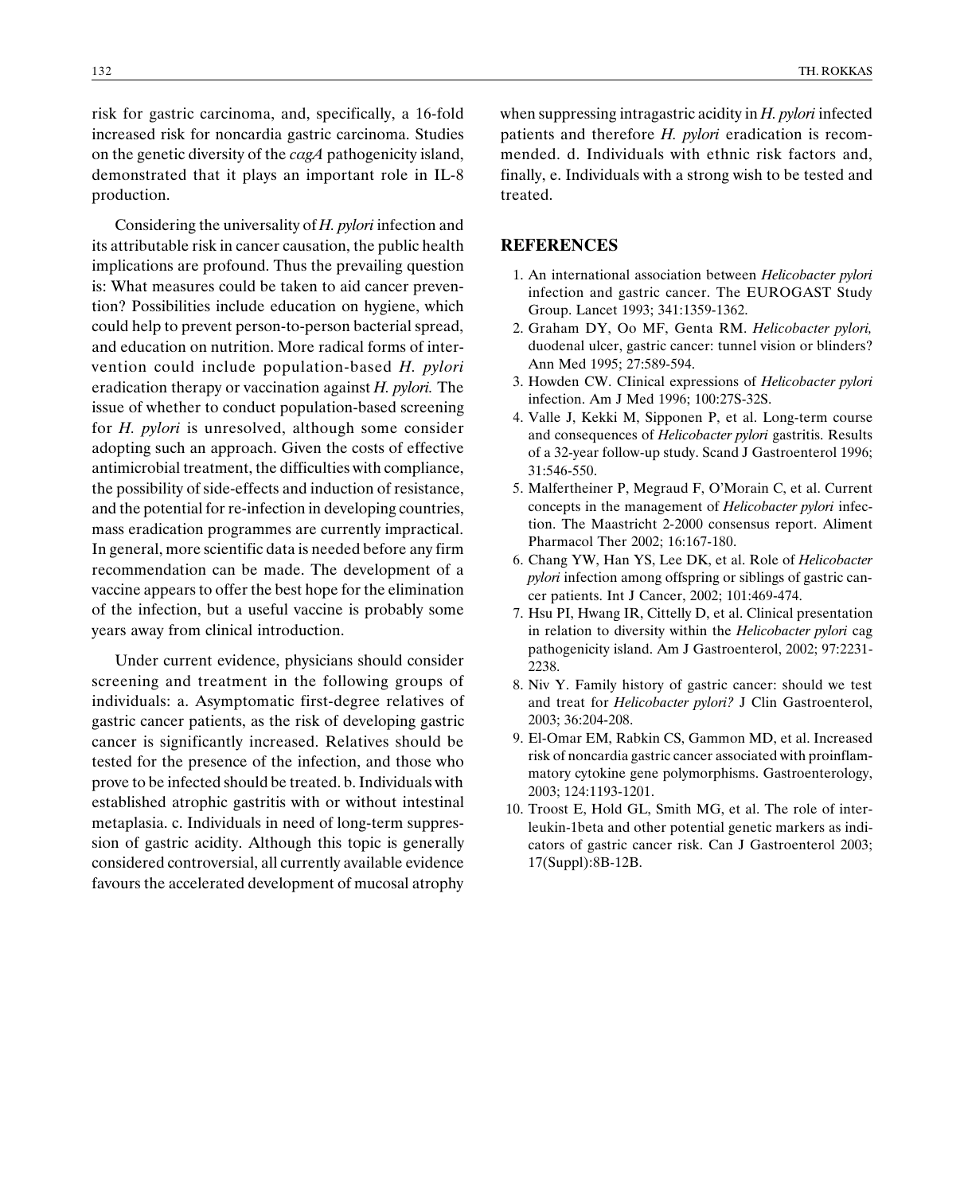risk for gastric carcinoma, and, specifically, a 16-fold increased risk for noncardia gastric carcinoma. Studies on the genetic diversity of the *cagA* pathogenicity island, demonstrated that it plays an important role in IL-8 production.

Considering the universality of *H. pylori* infection and its attributable risk in cancer causation, the public health implications are profound. Thus the prevailing question is: What measures could be taken to aid cancer prevention? Possibilities include education on hygiene, which could help to prevent person-to-person bacterial spread, and education on nutrition. More radical forms of intervention could include population-based *H. pylori* eradication therapy or vaccination against *H. pylori.* The issue of whether to conduct population-based screening for *H. pylori* is unresolved, although some consider adopting such an approach. Given the costs of effective antimicrobial treatment, the difficulties with compliance, the possibility of side-effects and induction of resistance, and the potential for re-infection in developing countries, mass eradication programmes are currently impractical. In general, more scientific data is needed before any firm recommendation can be made. The development of a vaccine appears to offer the best hope for the elimination of the infection, but a useful vaccine is probably some years away from clinical introduction.

Under current evidence, physicians should consider screening and treatment in the following groups of individuals: a. Asymptomatic first-degree relatives of gastric cancer patients, as the risk of developing gastric cancer is significantly increased. Relatives should be tested for the presence of the infection, and those who prove to be infected should be treated. b. Individuals with established atrophic gastritis with or without intestinal metaplasia. c. Individuals in need of long-term suppression of gastric acidity. Although this topic is generally considered controversial, all currently available evidence favours the accelerated development of mucosal atrophy when suppressing intragastric acidity in *H. pylori* infected patients and therefore *H. pylori* eradication is recommended. d. Individuals with ethnic risk factors and, finally, e. Individuals with a strong wish to be tested and treated.

## REFERENCES

1. An international association between *Helicobacter pylori* infection and gastric cancer. The EUROGAST Study Group. Lancet 1993; 341:1359-1362.
2. Graham DY, Oo MF, Genta RM. *Helicobacter pylori,* duodenal ulcer, gastric cancer: tunnel vision or blinders? Ann Med 1995; 27:589-594.
3. Howden CW. CIinical expressions of *Helicobacter pylori* infection. Am J Med 1996; 100:27S-32S.
4. Valle J, Kekki M, Sipponen P, et al. Long-term course and consequences of *Helicobacter pylori* gastritis. Results of a 32-year follow-up study. Scand J Gastroenterol 1996; 31:546-550.
5. Malfertheiner P, Megraud F, O'Morain C, et al. Current concepts in the management of *Helicobacter pylori* infection. The Maastricht 2-2000 consensus report. Aliment Pharmacol Ther 2002; 16:167-180.
6. Chang YW, Han YS, Lee DK, et al. Role of *Helicobacter pylori* infection among offspring or siblings of gastric cancer patients. Int J Cancer, 2002; 101:469-474.
7. Hsu PI, Hwang IR, Cittelly D, et al. Clinical presentation in relation to diversity within the *Helicobacter pylori* cag pathogenicity island. Am J Gastroenterol, 2002; 97:2231-2238.
8. Niv Y. Family history of gastric cancer: should we test and treat for *Helicobacter pylori?* J Clin Gastroenterol, 2003; 36:204-208.
9. El-Omar EM, Rabkin CS, Gammon MD, et al. Increased risk of noncardia gastric cancer associated with proinflammatory cytokine gene polymorphisms. Gastroenterology, 2003; 124:1193-1201.
10. Troost E, Hold GL, Smith MG, et al. The role of interleukin-1beta and other potential genetic markers as indicators of gastric cancer risk. Can J Gastroenterol 2003; 17(Suppl):8B-12B.